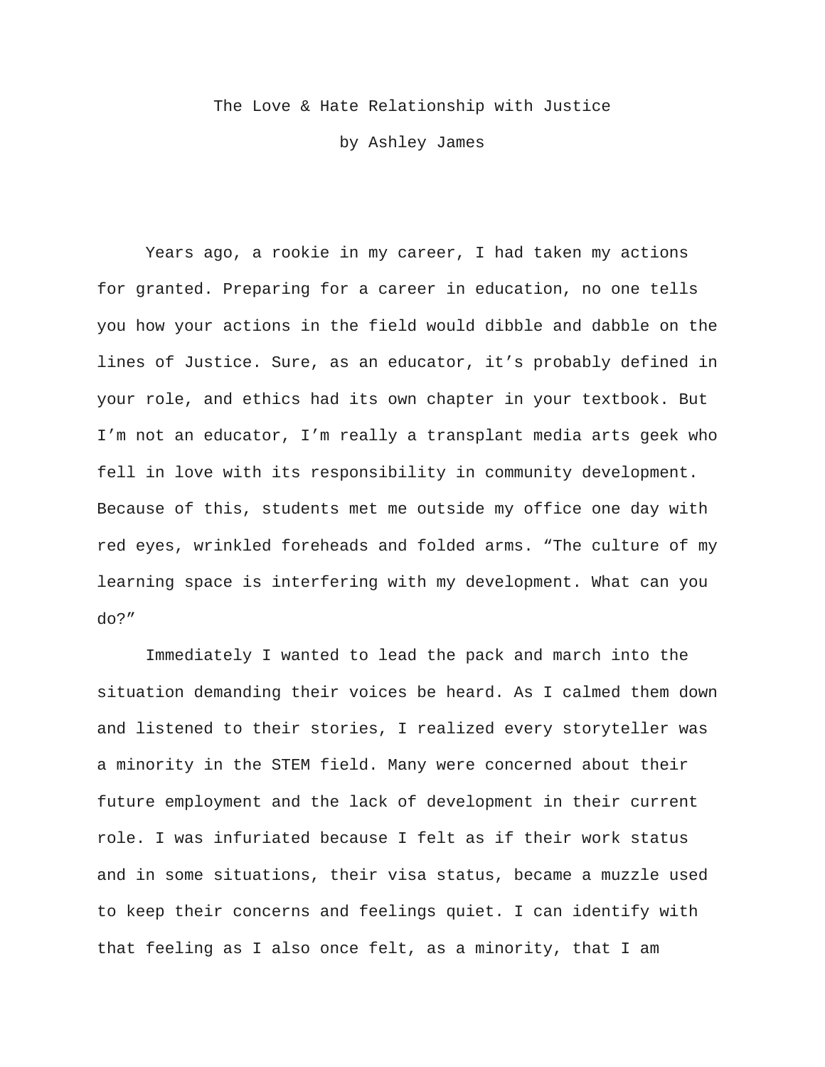# The Love & Hate Relationship with Justice

by Ashley James

Years ago, a rookie in my career, I had taken my actions for granted. Preparing for a career in education, no one tells you how your actions in the field would dibble and dabble on the lines of Justice. Sure, as an educator, it's probably defined in your role, and ethics had its own chapter in your textbook. But I'm not an educator, I'm really a transplant media arts geek who fell in love with its responsibility in community development. Because of this, students met me outside my office one day with red eyes, wrinkled foreheads and folded arms. "The culture of my learning space is interfering with my development. What can you do?"

Immediately I wanted to lead the pack and march into the situation demanding their voices be heard. As I calmed them down and listened to their stories, I realized every storyteller was a minority in the STEM field. Many were concerned about their future employment and the lack of development in their current role. I was infuriated because I felt as if their work status and in some situations, their visa status, became a muzzle used to keep their concerns and feelings quiet. I can identify with that feeling as I also once felt, as a minority, that I am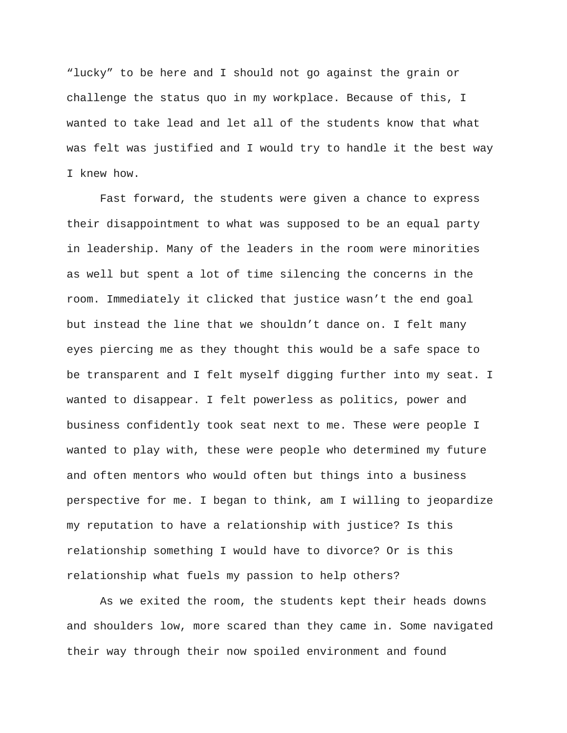“lucky” to be here and I should not go against the grain or challenge the status quo in my workplace. Because of this, I wanted to take lead and let all of the students know that what was felt was justified and I would try to handle it the best way I knew how.

Fast forward, the students were given a chance to express their disappointment to what was supposed to be an equal party in leadership. Many of the leaders in the room were minorities as well but spent a lot of time silencing the concerns in the room. Immediately it clicked that justice wasn’t the end goal but instead the line that we shouldn’t dance on. I felt many eyes piercing me as they thought this would be a safe space to be transparent and I felt myself digging further into my seat. I wanted to disappear. I felt powerless as politics, power and business confidently took seat next to me. These were people I wanted to play with, these were people who determined my future and often mentors who would often but things into a business perspective for me. I began to think, am I willing to jeopardize my reputation to have a relationship with justice? Is this relationship something I would have to divorce? Or is this relationship what fuels my passion to help others?

As we exited the room, the students kept their heads downs and shoulders low, more scared than they came in. Some navigated their way through their now spoiled environment and found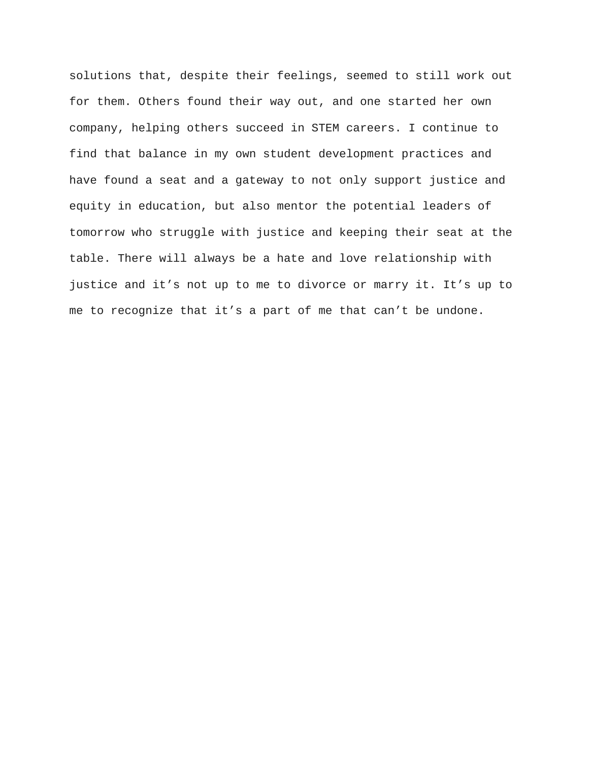solutions that, despite their feelings, seemed to still work out for them. Others found their way out, and one started her own company, helping others succeed in STEM careers. I continue to find that balance in my own student development practices and have found a seat and a gateway to not only support justice and equity in education, but also mentor the potential leaders of tomorrow who struggle with justice and keeping their seat at the table. There will always be a hate and love relationship with justice and it’s not up to me to divorce or marry it. It’s up to me to recognize that it’s a part of me that can’t be undone.